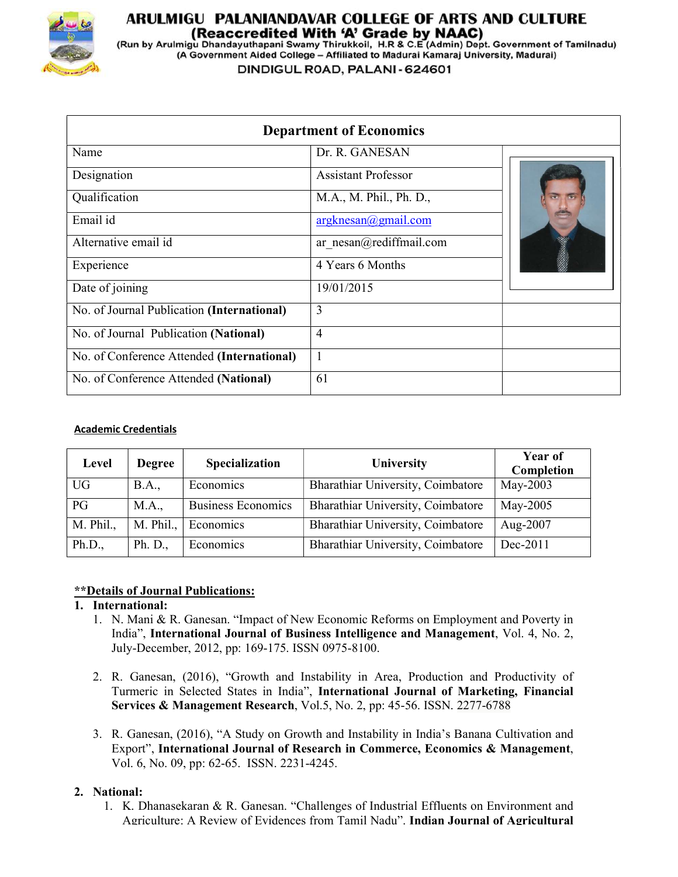# ARULMIGU PALANIANDAVAR COLLEGE OF ARTS AND CULTURE

**(Reaccredited With 'A' Grade by NAAC)**

(Run by Arulmigu Dhandayuthapani Swamy Thirukkoil, H.R & C.E (Admin) Dept. Government of Tamilnadu)

(A Government Aided College – Affiliated to Madurai Kamaraj University, Madurai)

DINDIGUL ROAD, PALANI - 624601

## Department of Economics

| | |
|---|---|
| Name | Dr. R. GANESAN |
| Designation | Assistant Professor |
| Qualification | M.A., M. Phil., Ph. D., |
| Email id | argknesan@gmail.com |
| Alternative email id | ar_nesan@rediffmail.com |
| Experience | 4 Years 6 Months |
| Date of joining | 19/01/2015 |
| No. of Journal Publication **(International)** | 3 |
| No. of Journal Publication **(National)** | 4 |
| No. of Conference Attended **(International)** | 1 |
| No. of Conference Attended **(National)** | 61 |

### Academic Credentials

| Level | Degree | Specialization | University | Year of Completion |
|---|---|---|---|---|
| UG | B.A., | Economics | Bharathiar University, Coimbatore | May-2003 |
| PG | M.A., | Business Economics | Bharathiar University, Coimbatore | May-2005 |
| M. Phil., | M. Phil., | Economics | Bharathiar University, Coimbatore | Aug-2007 |
| Ph.D., | Ph. D., | Economics | Bharathiar University, Coimbatore | Dec-2011 |

### **Details of Journal Publications:

1. **International:**
   1. N. Mani & R. Ganesan. "Impact of New Economic Reforms on Employment and Poverty in India", **International Journal of Business Intelligence and Management**, Vol. 4, No. 2, July-December, 2012, pp: 169-175. ISSN 0975-8100.
   2. R. Ganesan, (2016), "Growth and Instability in Area, Production and Productivity of Turmeric in Selected States in India", **International Journal of Marketing, Financial Services & Management Research**, Vol.5, No. 2, pp: 45-56. ISSN. 2277-6788
   3. R. Ganesan, (2016), "A Study on Growth and Instability in India's Banana Cultivation and Export", **International Journal of Research in Commerce, Economics & Management**, Vol. 6, No. 09, pp: 62-65. ISSN. 2231-4245.

2. **National:**
   1. K. Dhanasekaran & R. Ganesan. "Challenges of Industrial Effluents on Environment and Agriculture: A Review of Evidences from Tamil Nadu". **Indian Journal of Agricultural**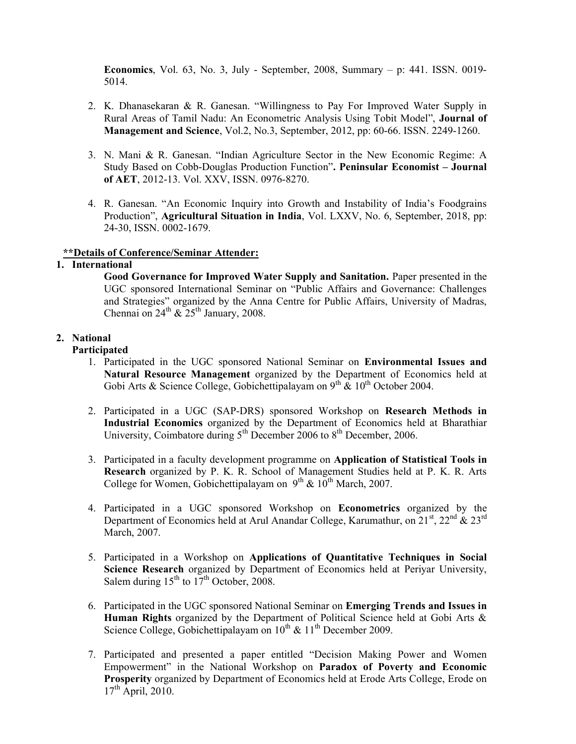**Economics**, Vol. 63, No. 3, July - September, 2008, Summary – p: 441. ISSN. 0019-5014.

2. K. Dhanasekaran & R. Ganesan. "Willingness to Pay For Improved Water Supply in Rural Areas of Tamil Nadu: An Econometric Analysis Using Tobit Model", **Journal of Management and Science**, Vol.2, No.3, September, 2012, pp: 60-66. ISSN. 2249-1260.

3. N. Mani & R. Ganesan. "Indian Agriculture Sector in the New Economic Regime: A Study Based on Cobb-Douglas Production Function"**. Peninsular Economist – Journal of AET**, 2012-13. Vol. XXV, ISSN. 0976-8270.

4. R. Ganesan. "An Economic Inquiry into Growth and Instability of India's Foodgrains Production", **Agricultural Situation in India**, Vol. LXXV, No. 6, September, 2018, pp: 24-30, ISSN. 0002-1679.

**\*\*Details of Conference/Seminar Attender:**

**1. International**

**Good Governance for Improved Water Supply and Sanitation.** Paper presented in the UGC sponsored International Seminar on "Public Affairs and Governance: Challenges and Strategies" organized by the Anna Centre for Public Affairs, University of Madras, Chennai on 24th & 25th January, 2008.

**2. National**

**Participated**

1. Participated in the UGC sponsored National Seminar on **Environmental Issues and Natural Resource Management** organized by the Department of Economics held at Gobi Arts & Science College, Gobichettipalayam on 9th & 10th October 2004.

2. Participated in a UGC (SAP-DRS) sponsored Workshop on **Research Methods in Industrial Economics** organized by the Department of Economics held at Bharathiar University, Coimbatore during 5th December 2006 to 8th December, 2006.

3. Participated in a faculty development programme on **Application of Statistical Tools in Research** organized by P. K. R. School of Management Studies held at P. K. R. Arts College for Women, Gobichettipalayam on 9th & 10th March, 2007.

4. Participated in a UGC sponsored Workshop on **Econometrics** organized by the Department of Economics held at Arul Anandar College, Karumathur, on 21st, 22nd & 23rd March, 2007.

5. Participated in a Workshop on **Applications of Quantitative Techniques in Social Science Research** organized by Department of Economics held at Periyar University, Salem during 15th to 17th October, 2008.

6. Participated in the UGC sponsored National Seminar on **Emerging Trends and Issues in Human Rights** organized by the Department of Political Science held at Gobi Arts & Science College, Gobichettipalayam on 10th & 11th December 2009.

7. Participated and presented a paper entitled "Decision Making Power and Women Empowerment" in the National Workshop on **Paradox of Poverty and Economic Prosperity** organized by Department of Economics held at Erode Arts College, Erode on 17th April, 2010.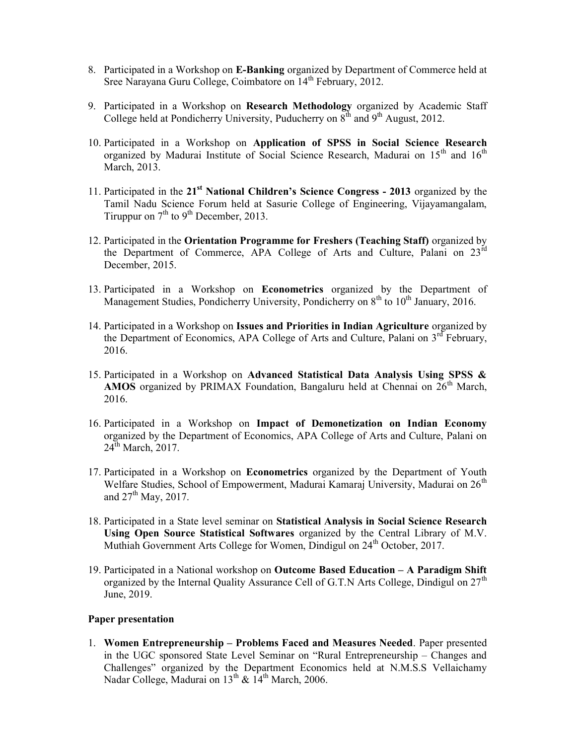8. Participated in a Workshop on **E-Banking** organized by Department of Commerce held at Sree Narayana Guru College, Coimbatore on 14th February, 2012.

9. Participated in a Workshop on **Research Methodology** organized by Academic Staff College held at Pondicherry University, Puducherry on 8th and 9th August, 2012.

10. Participated in a Workshop on **Application of SPSS in Social Science Research** organized by Madurai Institute of Social Science Research, Madurai on 15th and 16th March, 2013.

11. Participated in the **21st National Children's Science Congress - 2013** organized by the Tamil Nadu Science Forum held at Sasurie College of Engineering, Vijayamangalam, Tiruppur on 7th to 9th December, 2013.

12. Participated in the **Orientation Programme for Freshers (Teaching Staff)** organized by the Department of Commerce, APA College of Arts and Culture, Palani on 23rd December, 2015.

13. Participated in a Workshop on **Econometrics** organized by the Department of Management Studies, Pondicherry University, Pondicherry on 8th to 10th January, 2016.

14. Participated in a Workshop on **Issues and Priorities in Indian Agriculture** organized by the Department of Economics, APA College of Arts and Culture, Palani on 3rd February, 2016.

15. Participated in a Workshop on **Advanced Statistical Data Analysis Using SPSS & AMOS** organized by PRIMAX Foundation, Bangaluru held at Chennai on 26th March, 2016.

16. Participated in a Workshop on **Impact of Demonetization on Indian Economy** organized by the Department of Economics, APA College of Arts and Culture, Palani on 24th March, 2017.

17. Participated in a Workshop on **Econometrics** organized by the Department of Youth Welfare Studies, School of Empowerment, Madurai Kamaraj University, Madurai on 26th and 27th May, 2017.

18. Participated in a State level seminar on **Statistical Analysis in Social Science Research Using Open Source Statistical Softwares** organized by the Central Library of M.V. Muthiah Government Arts College for Women, Dindigul on 24th October, 2017.

19. Participated in a National workshop on **Outcome Based Education – A Paradigm Shift** organized by the Internal Quality Assurance Cell of G.T.N Arts College, Dindigul on 27th June, 2019.

**Paper presentation**

1. **Women Entrepreneurship – Problems Faced and Measures Needed**. Paper presented in the UGC sponsored State Level Seminar on "Rural Entrepreneurship – Changes and Challenges" organized by the Department Economics held at N.M.S.S Vellaichamy Nadar College, Madurai on 13th & 14th March, 2006.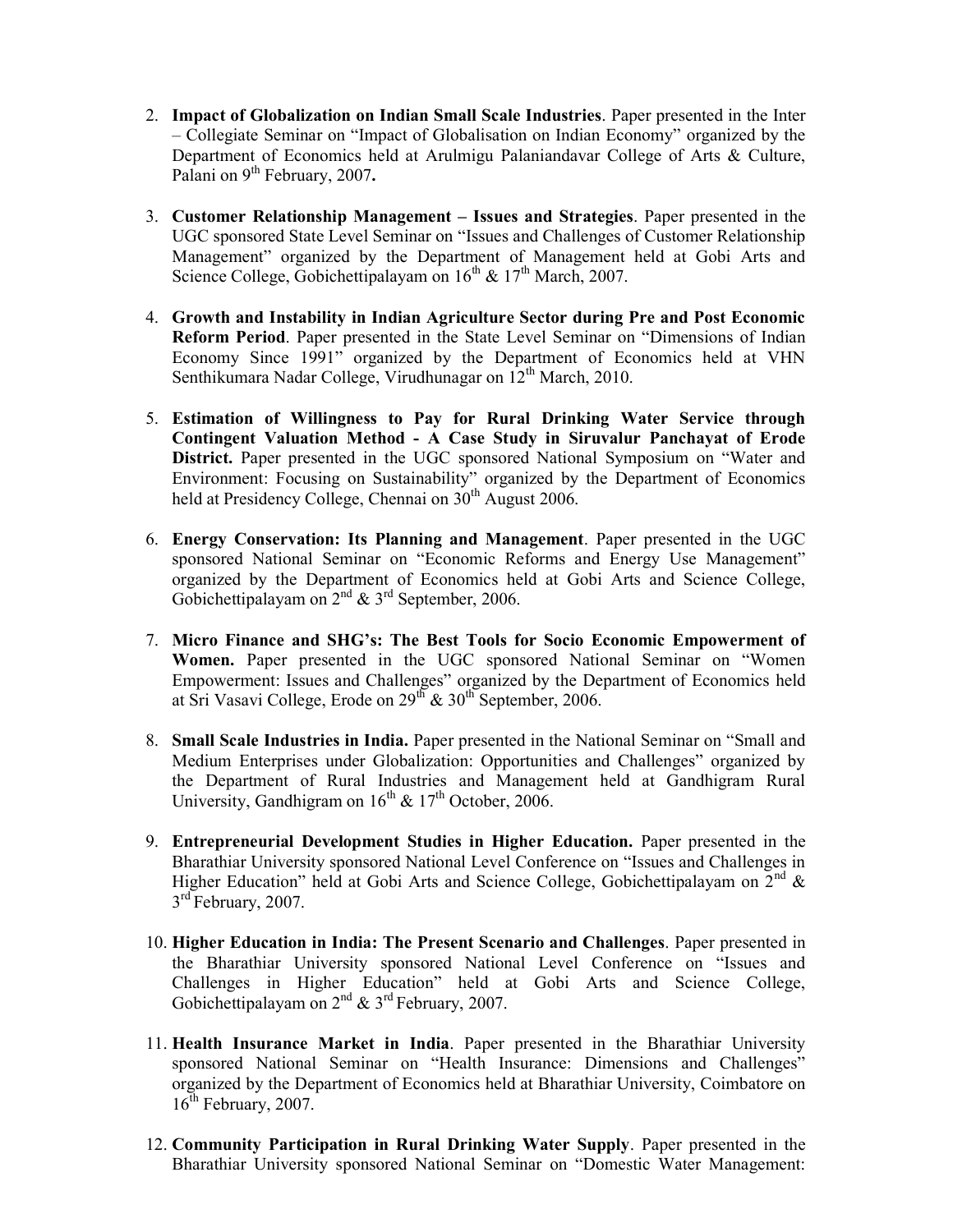2. **Impact of Globalization on Indian Small Scale Industries**. Paper presented in the Inter – Collegiate Seminar on "Impact of Globalisation on Indian Economy" organized by the Department of Economics held at Arulmigu Palaniandavar College of Arts & Culture, Palani on 9th February, 2007**.**

3. **Customer Relationship Management – Issues and Strategies**. Paper presented in the UGC sponsored State Level Seminar on "Issues and Challenges of Customer Relationship Management" organized by the Department of Management held at Gobi Arts and Science College, Gobichettipalayam on 16th & 17th March, 2007.

4. **Growth and Instability in Indian Agriculture Sector during Pre and Post Economic Reform Period**. Paper presented in the State Level Seminar on "Dimensions of Indian Economy Since 1991" organized by the Department of Economics held at VHN Senthikumara Nadar College, Virudhunagar on 12th March, 2010.

5. **Estimation of Willingness to Pay for Rural Drinking Water Service through Contingent Valuation Method - A Case Study in Siruvalur Panchayat of Erode District.** Paper presented in the UGC sponsored National Symposium on "Water and Environment: Focusing on Sustainability" organized by the Department of Economics held at Presidency College, Chennai on 30th August 2006.

6. **Energy Conservation: Its Planning and Management**. Paper presented in the UGC sponsored National Seminar on "Economic Reforms and Energy Use Management" organized by the Department of Economics held at Gobi Arts and Science College, Gobichettipalayam on 2nd & 3rd September, 2006.

7. **Micro Finance and SHG's: The Best Tools for Socio Economic Empowerment of Women.** Paper presented in the UGC sponsored National Seminar on "Women Empowerment: Issues and Challenges" organized by the Department of Economics held at Sri Vasavi College, Erode on 29th & 30th September, 2006.

8. **Small Scale Industries in India.** Paper presented in the National Seminar on "Small and Medium Enterprises under Globalization: Opportunities and Challenges" organized by the Department of Rural Industries and Management held at Gandhigram Rural University, Gandhigram on 16th & 17th October, 2006.

9. **Entrepreneurial Development Studies in Higher Education.** Paper presented in the Bharathiar University sponsored National Level Conference on "Issues and Challenges in Higher Education" held at Gobi Arts and Science College, Gobichettipalayam on 2nd & 3rd February, 2007.

10. **Higher Education in India: The Present Scenario and Challenges**. Paper presented in the Bharathiar University sponsored National Level Conference on "Issues and Challenges in Higher Education" held at Gobi Arts and Science College, Gobichettipalayam on 2nd & 3rd February, 2007.

11. **Health Insurance Market in India**. Paper presented in the Bharathiar University sponsored National Seminar on "Health Insurance: Dimensions and Challenges" organized by the Department of Economics held at Bharathiar University, Coimbatore on 16th February, 2007.

12. **Community Participation in Rural Drinking Water Supply**. Paper presented in the Bharathiar University sponsored National Seminar on "Domestic Water Management: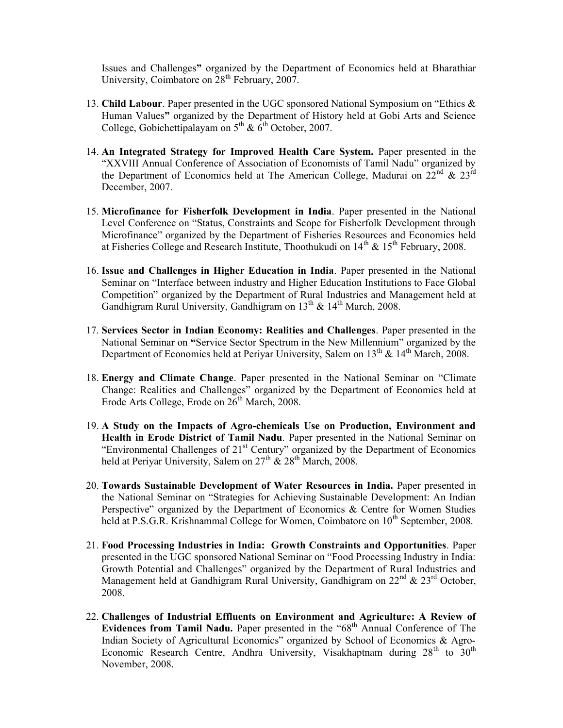Issues and Challenges" organized by the Department of Economics held at Bharathiar University, Coimbatore on 28th February, 2007.

13. **Child Labour**. Paper presented in the UGC sponsored National Symposium on "Ethics & Human Values" organized by the Department of History held at Gobi Arts and Science College, Gobichettipalayam on 5th & 6th October, 2007.

14. **An Integrated Strategy for Improved Health Care System.** Paper presented in the "XXVIII Annual Conference of Association of Economists of Tamil Nadu" organized by the Department of Economics held at The American College, Madurai on 22nd & 23rd December, 2007.

15. **Microfinance for Fisherfolk Development in India**. Paper presented in the National Level Conference on "Status, Constraints and Scope for Fisherfolk Development through Microfinance" organized by the Department of Fisheries Resources and Economics held at Fisheries College and Research Institute, Thoothukudi on 14th & 15th February, 2008.

16. **Issue and Challenges in Higher Education in India**. Paper presented in the National Seminar on "Interface between industry and Higher Education Institutions to Face Global Competition" organized by the Department of Rural Industries and Management held at Gandhigram Rural University, Gandhigram on 13th & 14th March, 2008.

17. **Services Sector in Indian Economy: Realities and Challenges**. Paper presented in the National Seminar on "Service Sector Spectrum in the New Millennium" organized by the Department of Economics held at Periyar University, Salem on 13th & 14th March, 2008.

18. **Energy and Climate Change**. Paper presented in the National Seminar on "Climate Change: Realities and Challenges" organized by the Department of Economics held at Erode Arts College, Erode on 26th March, 2008.

19. **A Study on the Impacts of Agro-chemicals Use on Production, Environment and Health in Erode District of Tamil Nadu**. Paper presented in the National Seminar on "Environmental Challenges of 21st Century" organized by the Department of Economics held at Periyar University, Salem on 27th & 28th March, 2008.

20. **Towards Sustainable Development of Water Resources in India.** Paper presented in the National Seminar on "Strategies for Achieving Sustainable Development: An Indian Perspective" organized by the Department of Economics & Centre for Women Studies held at P.S.G.R. Krishnammal College for Women, Coimbatore on 10th September, 2008.

21. **Food Processing Industries in India: Growth Constraints and Opportunities**. Paper presented in the UGC sponsored National Seminar on "Food Processing Industry in India: Growth Potential and Challenges" organized by the Department of Rural Industries and Management held at Gandhigram Rural University, Gandhigram on 22nd & 23rd October, 2008.

22. **Challenges of Industrial Effluents on Environment and Agriculture: A Review of Evidences from Tamil Nadu.** Paper presented in the "68th Annual Conference of The Indian Society of Agricultural Economics" organized by School of Economics & Agro-Economic Research Centre, Andhra University, Visakhaptnam during 28th to 30th November, 2008.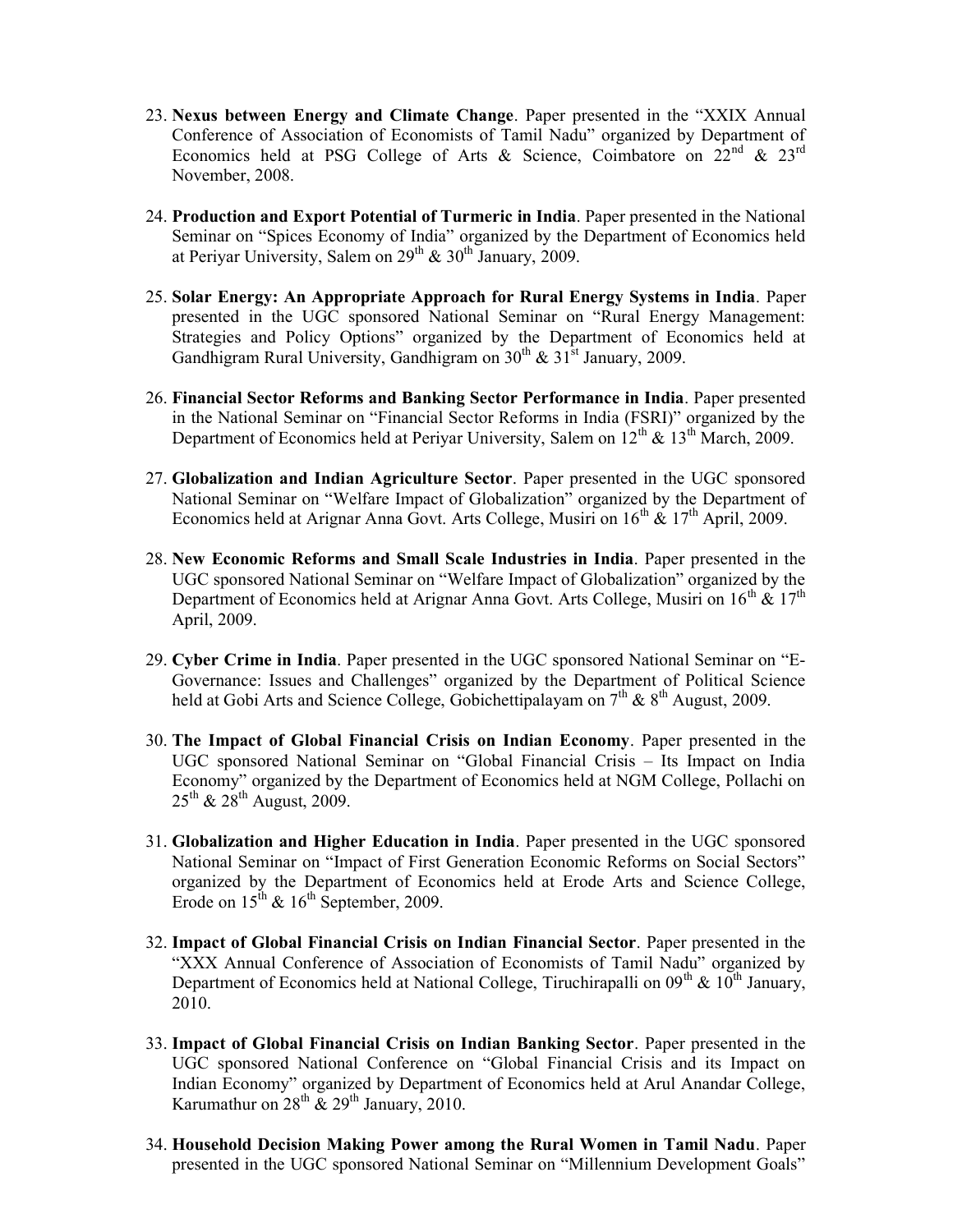23. **Nexus between Energy and Climate Change**. Paper presented in the "XXIX Annual Conference of Association of Economists of Tamil Nadu" organized by Department of Economics held at PSG College of Arts & Science, Coimbatore on 22nd & 23rd November, 2008.

24. **Production and Export Potential of Turmeric in India**. Paper presented in the National Seminar on "Spices Economy of India" organized by the Department of Economics held at Periyar University, Salem on 29th & 30th January, 2009.

25. **Solar Energy: An Appropriate Approach for Rural Energy Systems in India**. Paper presented in the UGC sponsored National Seminar on "Rural Energy Management: Strategies and Policy Options" organized by the Department of Economics held at Gandhigram Rural University, Gandhigram on 30th & 31st January, 2009.

26. **Financial Sector Reforms and Banking Sector Performance in India**. Paper presented in the National Seminar on "Financial Sector Reforms in India (FSRI)" organized by the Department of Economics held at Periyar University, Salem on 12th & 13th March, 2009.

27. **Globalization and Indian Agriculture Sector**. Paper presented in the UGC sponsored National Seminar on "Welfare Impact of Globalization" organized by the Department of Economics held at Arignar Anna Govt. Arts College, Musiri on 16th & 17th April, 2009.

28. **New Economic Reforms and Small Scale Industries in India**. Paper presented in the UGC sponsored National Seminar on "Welfare Impact of Globalization" organized by the Department of Economics held at Arignar Anna Govt. Arts College, Musiri on 16th & 17th April, 2009.

29. **Cyber Crime in India**. Paper presented in the UGC sponsored National Seminar on "E-Governance: Issues and Challenges" organized by the Department of Political Science held at Gobi Arts and Science College, Gobichettipalayam on 7th & 8th August, 2009.

30. **The Impact of Global Financial Crisis on Indian Economy**. Paper presented in the UGC sponsored National Seminar on "Global Financial Crisis – Its Impact on India Economy" organized by the Department of Economics held at NGM College, Pollachi on 25th & 28th August, 2009.

31. **Globalization and Higher Education in India**. Paper presented in the UGC sponsored National Seminar on "Impact of First Generation Economic Reforms on Social Sectors" organized by the Department of Economics held at Erode Arts and Science College, Erode on 15th & 16th September, 2009.

32. **Impact of Global Financial Crisis on Indian Financial Sector**. Paper presented in the "XXX Annual Conference of Association of Economists of Tamil Nadu" organized by Department of Economics held at National College, Tiruchirapalli on 09th & 10th January, 2010.

33. **Impact of Global Financial Crisis on Indian Banking Sector**. Paper presented in the UGC sponsored National Conference on "Global Financial Crisis and its Impact on Indian Economy" organized by Department of Economics held at Arul Anandar College, Karumathur on 28th & 29th January, 2010.

34. **Household Decision Making Power among the Rural Women in Tamil Nadu**. Paper presented in the UGC sponsored National Seminar on "Millennium Development Goals"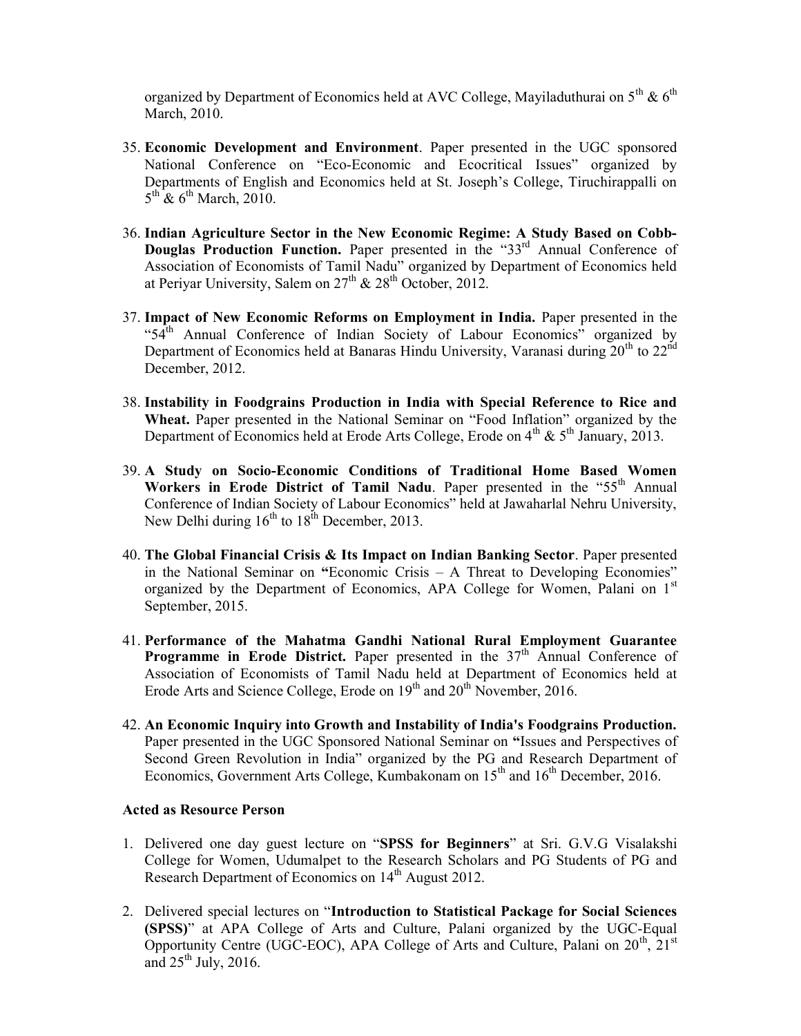organized by Department of Economics held at AVC College, Mayiladuthurai on 5th & 6th March, 2010.

35. **Economic Development and Environment**. Paper presented in the UGC sponsored National Conference on "Eco-Economic and Ecocritical Issues" organized by Departments of English and Economics held at St. Joseph's College, Tiruchirappalli on 5th & 6th March, 2010.

36. **Indian Agriculture Sector in the New Economic Regime: A Study Based on Cobb-Douglas Production Function.** Paper presented in the "33rd Annual Conference of Association of Economists of Tamil Nadu" organized by Department of Economics held at Periyar University, Salem on 27th & 28th October, 2012.

37. **Impact of New Economic Reforms on Employment in India.** Paper presented in the "54th Annual Conference of Indian Society of Labour Economics" organized by Department of Economics held at Banaras Hindu University, Varanasi during 20th to 22nd December, 2012.

38. **Instability in Foodgrains Production in India with Special Reference to Rice and Wheat.** Paper presented in the National Seminar on "Food Inflation" organized by the Department of Economics held at Erode Arts College, Erode on 4th & 5th January, 2013.

39. **A Study on Socio-Economic Conditions of Traditional Home Based Women Workers in Erode District of Tamil Nadu**. Paper presented in the "55th Annual Conference of Indian Society of Labour Economics" held at Jawaharlal Nehru University, New Delhi during 16th to 18th December, 2013.

40. **The Global Financial Crisis & Its Impact on Indian Banking Sector**. Paper presented in the National Seminar on "Economic Crisis – A Threat to Developing Economies" organized by the Department of Economics, APA College for Women, Palani on 1st September, 2015.

41. **Performance of the Mahatma Gandhi National Rural Employment Guarantee Programme in Erode District.** Paper presented in the 37th Annual Conference of Association of Economists of Tamil Nadu held at Department of Economics held at Erode Arts and Science College, Erode on 19th and 20th November, 2016.

42. **An Economic Inquiry into Growth and Instability of India's Foodgrains Production.** Paper presented in the UGC Sponsored National Seminar on "Issues and Perspectives of Second Green Revolution in India" organized by the PG and Research Department of Economics, Government Arts College, Kumbakonam on 15th and 16th December, 2016.

**Acted as Resource Person**

1. Delivered one day guest lecture on "**SPSS for Beginners**" at Sri. G.V.G Visalakshi College for Women, Udumalpet to the Research Scholars and PG Students of PG and Research Department of Economics on 14th August 2012.

2. Delivered special lectures on "**Introduction to Statistical Package for Social Sciences (SPSS)**" at APA College of Arts and Culture, Palani organized by the UGC-Equal Opportunity Centre (UGC-EOC), APA College of Arts and Culture, Palani on 20th, 21st and 25th July, 2016.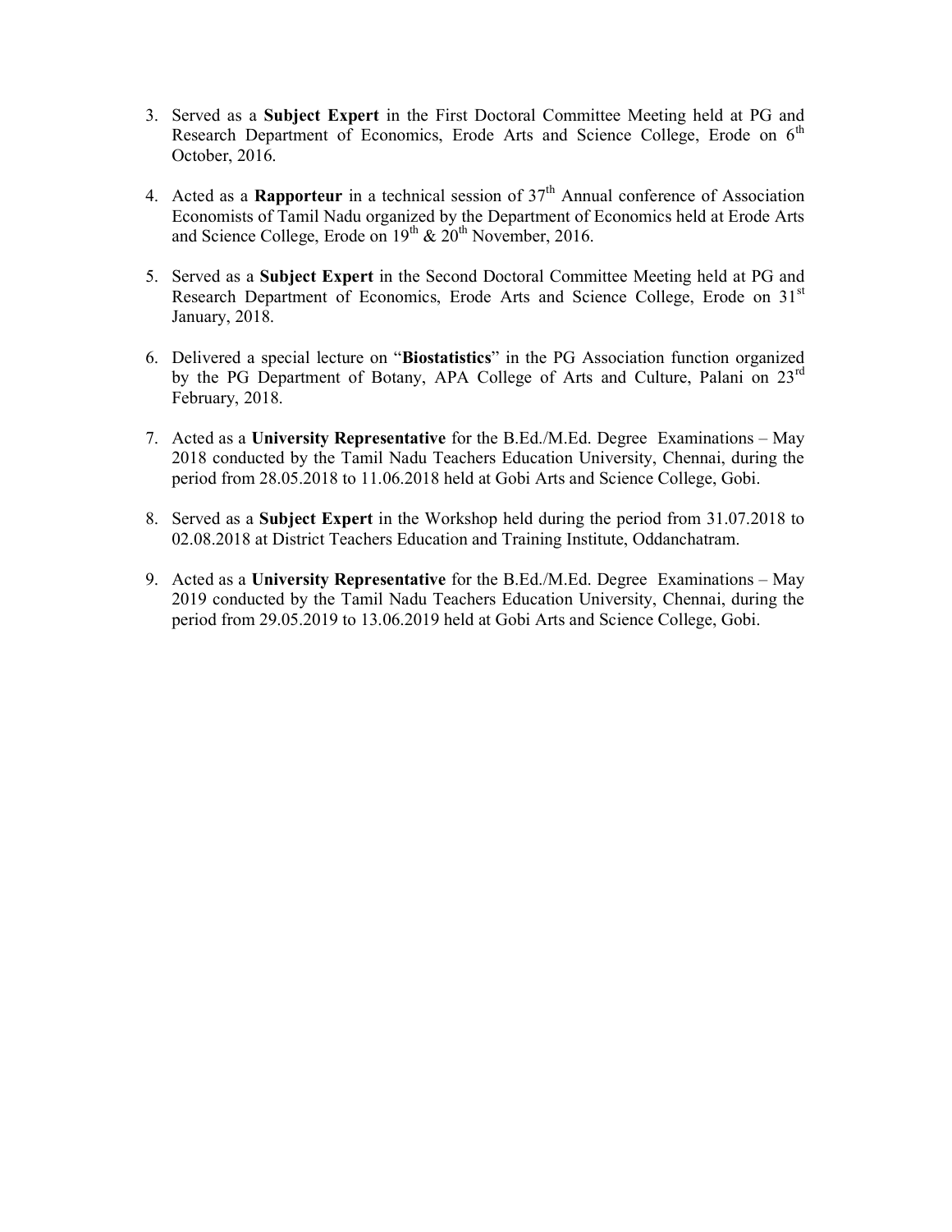3. Served as a **Subject Expert** in the First Doctoral Committee Meeting held at PG and Research Department of Economics, Erode Arts and Science College, Erode on 6th October, 2016.

4. Acted as a **Rapporteur** in a technical session of 37th Annual conference of Association Economists of Tamil Nadu organized by the Department of Economics held at Erode Arts and Science College, Erode on 19th & 20th November, 2016.

5. Served as a **Subject Expert** in the Second Doctoral Committee Meeting held at PG and Research Department of Economics, Erode Arts and Science College, Erode on 31st January, 2018.

6. Delivered a special lecture on "**Biostatistics**" in the PG Association function organized by the PG Department of Botany, APA College of Arts and Culture, Palani on 23rd February, 2018.

7. Acted as a **University Representative** for the B.Ed./M.Ed. Degree Examinations – May 2018 conducted by the Tamil Nadu Teachers Education University, Chennai, during the period from 28.05.2018 to 11.06.2018 held at Gobi Arts and Science College, Gobi.

8. Served as a **Subject Expert** in the Workshop held during the period from 31.07.2018 to 02.08.2018 at District Teachers Education and Training Institute, Oddanchatram.

9. Acted as a **University Representative** for the B.Ed./M.Ed. Degree Examinations – May 2019 conducted by the Tamil Nadu Teachers Education University, Chennai, during the period from 29.05.2019 to 13.06.2019 held at Gobi Arts and Science College, Gobi.